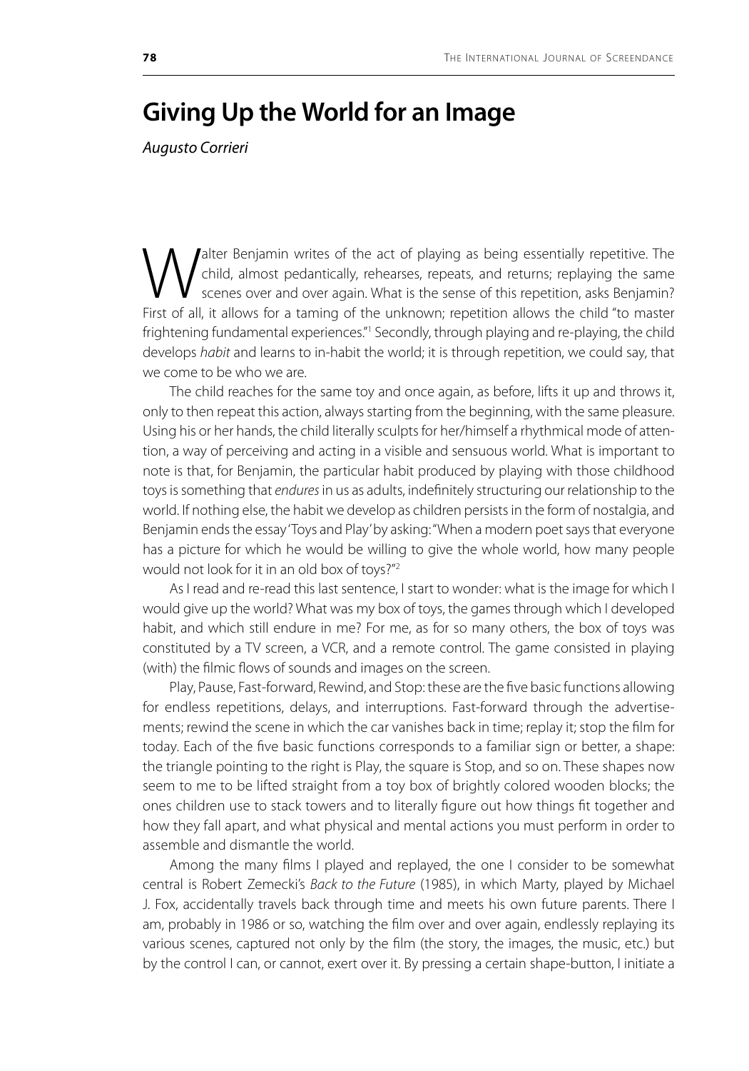# Giving Up the World for an Image

*Augusto Corrieri*

Walter Benjamin writes of the act of playing as being essentially repetitive. The child, almost pedantically, rehearses, repeats, and returns; replaying the same scenes over and over again. What is the sense of this repetition, asks Benjamin? First of all, it allows for a taming of the unknown; repetition allows the child "to master frightening fundamental experiences."[1] Secondly, through playing and re-playing, the child develops *habit* and learns to in-habit the world; it is through repetition, we could say, that we come to be who we are.

The child reaches for the same toy and once again, as before, lifts it up and throws it, only to then repeat this action, always starting from the beginning, with the same pleasure. Using his or her hands, the child literally sculpts for her/himself a rhythmical mode of attention, a way of perceiving and acting in a visible and sensuous world. What is important to note is that, for Benjamin, the particular habit produced by playing with those childhood toys is something that *endures* in us as adults, indefinitely structuring our relationship to the world. If nothing else, the habit we develop as children persists in the form of nostalgia, and Benjamin ends the essay 'Toys and Play' by asking: "When a modern poet says that everyone has a picture for which he would be willing to give the whole world, how many people would not look for it in an old box of toys?"[2]

As I read and re-read this last sentence, I start to wonder: what is the image for which I would give up the world? What was my box of toys, the games through which I developed habit, and which still endure in me? For me, as for so many others, the box of toys was constituted by a TV screen, a VCR, and a remote control. The game consisted in playing (with) the filmic flows of sounds and images on the screen.

Play, Pause, Fast-forward, Rewind, and Stop: these are the five basic functions allowing for endless repetitions, delays, and interruptions. Fast-forward through the advertisements; rewind the scene in which the car vanishes back in time; replay it; stop the film for today. Each of the five basic functions corresponds to a familiar sign or better, a shape: the triangle pointing to the right is Play, the square is Stop, and so on. These shapes now seem to me to be lifted straight from a toy box of brightly colored wooden blocks; the ones children use to stack towers and to literally figure out how things fit together and how they fall apart, and what physical and mental actions you must perform in order to assemble and dismantle the world.

Among the many films I played and replayed, the one I consider to be somewhat central is Robert Zemecki's *Back to the Future* (1985), in which Marty, played by Michael J. Fox, accidentally travels back through time and meets his own future parents. There I am, probably in 1986 or so, watching the film over and over again, endlessly replaying its various scenes, captured not only by the film (the story, the images, the music, etc.) but by the control I can, or cannot, exert over it. By pressing a certain shape-button, I initiate a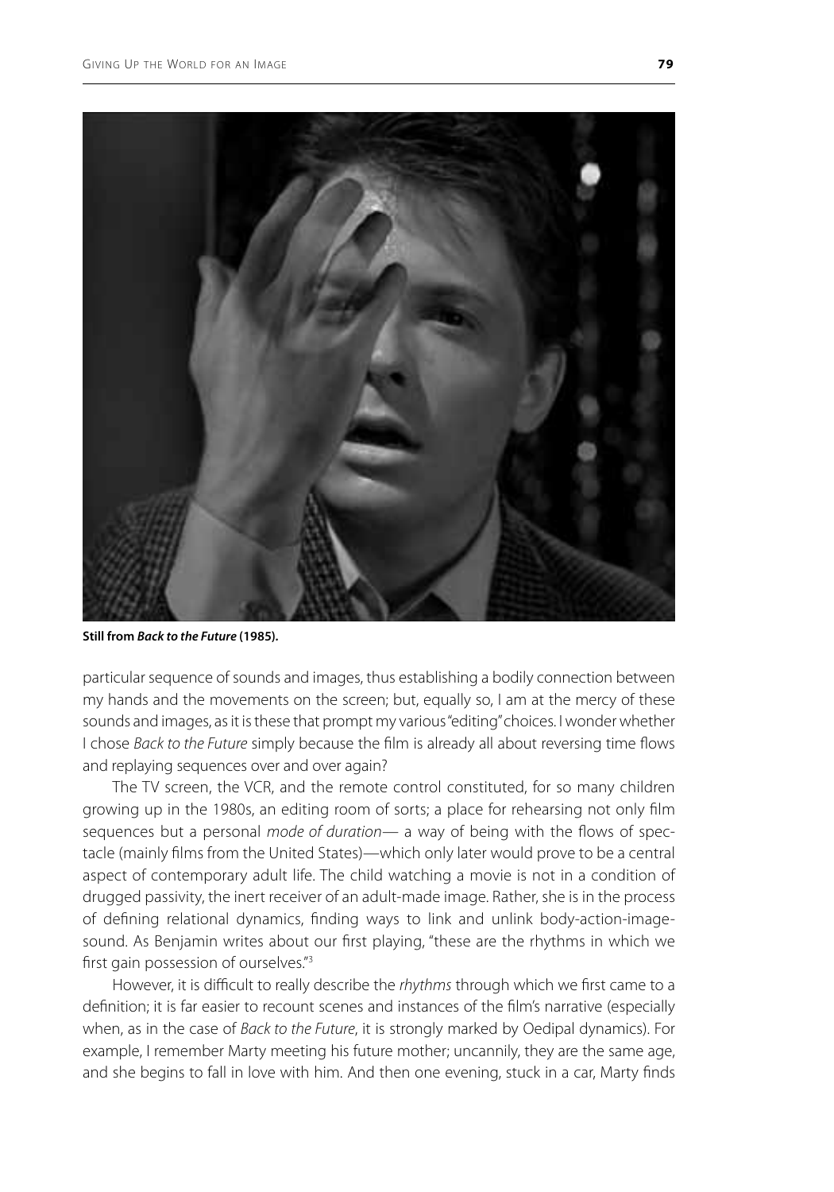**Still from *Back to the Future* (1985).**

particular sequence of sounds and images, thus establishing a bodily connection between my hands and the movements on the screen; but, equally so, I am at the mercy of these sounds and images, as it is these that prompt my various "editing" choices. I wonder whether I chose *Back to the Future* simply because the film is already all about reversing time flows and replaying sequences over and over again?

The TV screen, the VCR, and the remote control constituted, for so many children growing up in the 1980s, an editing room of sorts; a place for rehearsing not only film sequences but a personal *mode of duration*— a way of being with the flows of spectacle (mainly films from the United States)—which only later would prove to be a central aspect of contemporary adult life. The child watching a movie is not in a condition of drugged passivity, the inert receiver of an adult-made image. Rather, she is in the process of defining relational dynamics, finding ways to link and unlink body-action-image-sound. As Benjamin writes about our first playing, "these are the rhythms in which we first gain possession of ourselves."[3]

However, it is difficult to really describe the *rhythms* through which we first came to a definition; it is far easier to recount scenes and instances of the film's narrative (especially when, as in the case of *Back to the Future*, it is strongly marked by Oedipal dynamics). For example, I remember Marty meeting his future mother; uncannily, they are the same age, and she begins to fall in love with him. And then one evening, stuck in a car, Marty finds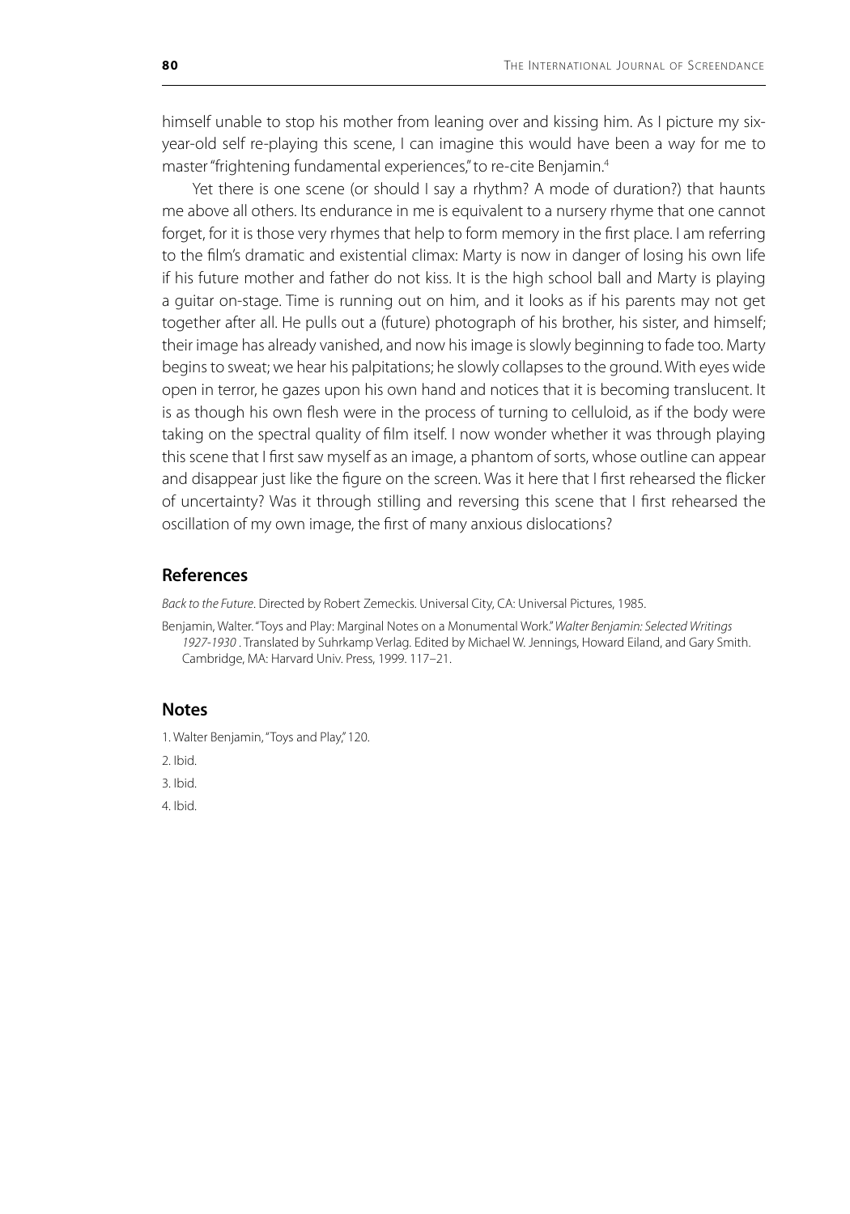himself unable to stop his mother from leaning over and kissing him. As I picture my six-year-old self re-playing this scene, I can imagine this would have been a way for me to master "frightening fundamental experiences," to re-cite Benjamin.[4]

Yet there is one scene (or should I say a rhythm? A mode of duration?) that haunts me above all others. Its endurance in me is equivalent to a nursery rhyme that one cannot forget, for it is those very rhymes that help to form memory in the first place. I am referring to the film's dramatic and existential climax: Marty is now in danger of losing his own life if his future mother and father do not kiss. It is the high school ball and Marty is playing a guitar on-stage. Time is running out on him, and it looks as if his parents may not get together after all. He pulls out a (future) photograph of his brother, his sister, and himself; their image has already vanished, and now his image is slowly beginning to fade too. Marty begins to sweat; we hear his palpitations; he slowly collapses to the ground. With eyes wide open in terror, he gazes upon his own hand and notices that it is becoming translucent. It is as though his own flesh were in the process of turning to celluloid, as if the body were taking on the spectral quality of film itself. I now wonder whether it was through playing this scene that I first saw myself as an image, a phantom of sorts, whose outline can appear and disappear just like the figure on the screen. Was it here that I first rehearsed the flicker of uncertainty? Was it through stilling and reversing this scene that I first rehearsed the oscillation of my own image, the first of many anxious dislocations?

## References

*Back to the Future*. Directed by Robert Zemeckis. Universal City, CA: Universal Pictures, 1985.

Benjamin, Walter. "Toys and Play: Marginal Notes on a Monumental Work." *Walter Benjamin: Selected Writings 1927-1930* . Translated by Suhrkamp Verlag. Edited by Michael W. Jennings, Howard Eiland, and Gary Smith. Cambridge, MA: Harvard Univ. Press, 1999. 117–21.

## Notes

1. Walter Benjamin, "Toys and Play," 120.
2. Ibid.
3. Ibid.
4. Ibid.